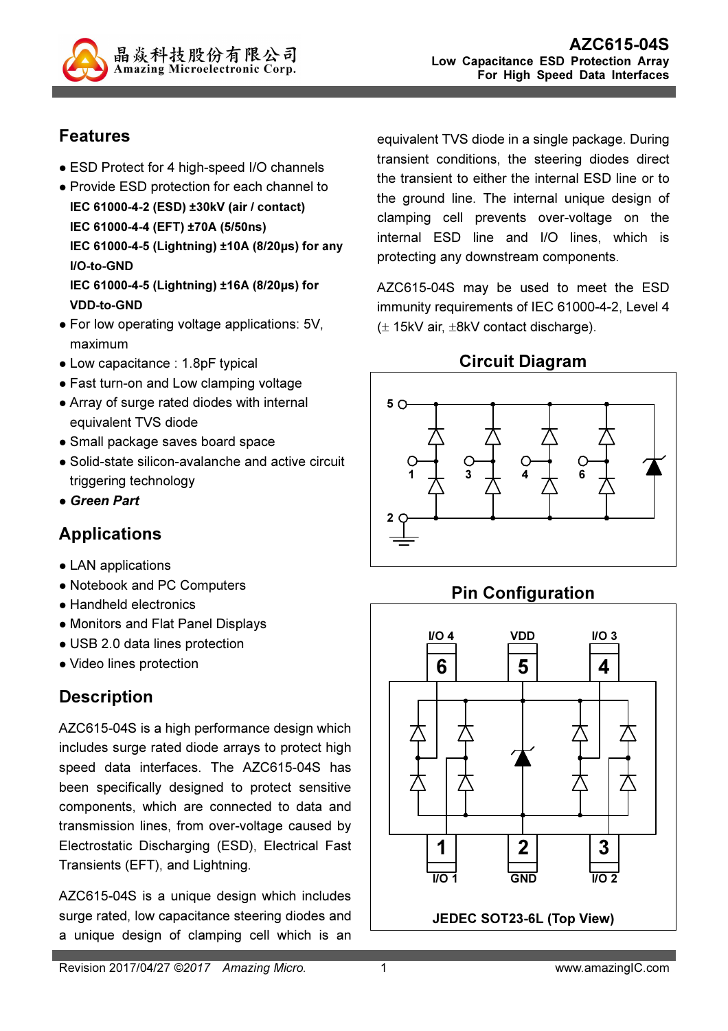# AZC615-04S

Low Capacitance ESD Protection Array For High Speed Data Interfaces

## Features

- ESD Protect for 4 high-speed I/O channels
- Provide ESD protection for each channel to
  **IEC 61000-4-2 (ESD) ±30kV (air / contact)**
  **IEC 61000-4-4 (EFT) ±70A (5/50ns)**
  **IEC 61000-4-5 (Lightning) ±10A (8/20μs) for any I/O-to-GND**
  **IEC 61000-4-5 (Lightning) ±16A (8/20μs) for VDD-to-GND**
- For low operating voltage applications: 5V, maximum
- Low capacitance : 1.8pF typical
- Fast turn-on and Low clamping voltage
- Array of surge rated diodes with internal equivalent TVS diode
- Small package saves board space
- Solid-state silicon-avalanche and active circuit triggering technology
- ***Green Part***

## Applications

- LAN applications
- Notebook and PC Computers
- Handheld electronics
- Monitors and Flat Panel Displays
- USB 2.0 data lines protection
- Video lines protection

## Description

AZC615-04S is a high performance design which includes surge rated diode arrays to protect high speed data interfaces. The AZC615-04S has been specifically designed to protect sensitive components, which are connected to data and transmission lines, from over-voltage caused by Electrostatic Discharging (ESD), Electrical Fast Transients (EFT), and Lightning.

AZC615-04S is a unique design which includes surge rated, low capacitance steering diodes and a unique design of clamping cell which is an equivalent TVS diode in a single package. During transient conditions, the steering diodes direct the transient to either the internal ESD line or to the ground line. The internal unique design of clamping cell prevents over-voltage on the internal ESD line and I/O lines, which is protecting any downstream components.

AZC615-04S may be used to meet the ESD immunity requirements of IEC 61000-4-2, Level 4 (± 15kV air, ±8kV contact discharge).

## Circuit Diagram

## Pin Configuration

JEDEC SOT23-6L (Top View)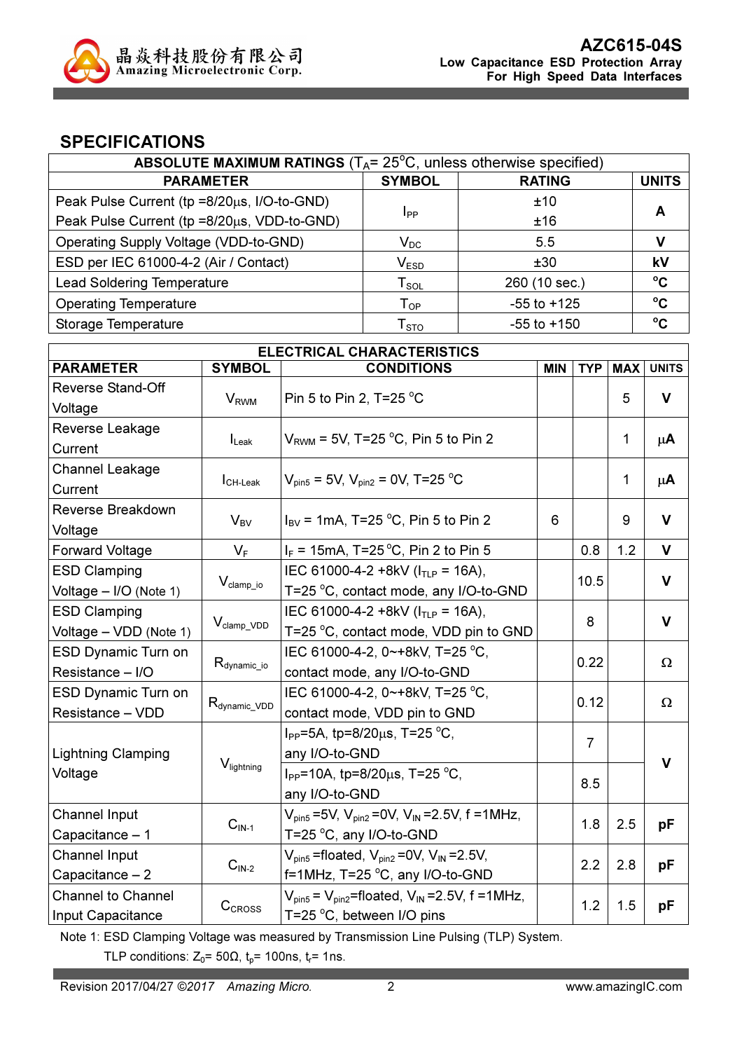## SPECIFICATIONS

| ABSOLUTE MAXIMUM RATINGS ($T_A$= 25°C, unless otherwise specified) | | | |
|---|---|---|---|
| **PARAMETER** | **SYMBOL** | **RATING** | **UNITS** |
| Peak Pulse Current (tp =8/20μs, I/O-to-GND) | $I_{PP}$ | ±10 | **A** |
| Peak Pulse Current (tp =8/20μs, VDD-to-GND) | | ±16 | |
| Operating Supply Voltage (VDD-to-GND) | $V_{DC}$ | 5.5 | **V** |
| ESD per IEC 61000-4-2 (Air / Contact) | $V_{ESD}$ | ±30 | **kV** |
| Lead Soldering Temperature | $T_{SOL}$ | 260 (10 sec.) | **°C** |
| Operating Temperature | $T_{OP}$ | -55 to +125 | **°C** |
| Storage Temperature | $T_{STO}$ | -55 to +150 | **°C** |

| ELECTRICAL CHARACTERISTICS | | | | | | |
|---|---|---|---|---|---|---|
| **PARAMETER** | **SYMBOL** | **CONDITIONS** | **MIN** | **TYP** | **MAX** | **UNITS** |
| Reverse Stand-Off Voltage | $V_{RWM}$ | Pin 5 to Pin 2, T=25 °C | | | 5 | **V** |
| Reverse Leakage Current | $I_{Leak}$ | $V_{RWM}$ = 5V, T=25 °C, Pin 5 to Pin 2 | | | 1 | **μA** |
| Channel Leakage Current | $I_{CH\text{-}Leak}$ | $V_{pin5}$ = 5V, $V_{pin2}$ = 0V, T=25 °C | | | 1 | **μA** |
| Reverse Breakdown Voltage | $V_{BV}$ | $I_{BV}$ = 1mA, T=25 °C, Pin 5 to Pin 2 | 6 | | 9 | **V** |
| Forward Voltage | $V_F$ | $I_F$ = 15mA, T=25°C, Pin 2 to Pin 5 | | 0.8 | 1.2 | **V** |
| ESD Clamping Voltage – I/O (Note 1) | $V_{clamp\_io}$ | IEC 61000-4-2 +8kV ($I_{TLP}$ = 16A), T=25 °C, contact mode, any I/O-to-GND | | 10.5 | | **V** |
| ESD Clamping Voltage – VDD (Note 1) | $V_{clamp\_VDD}$ | IEC 61000-4-2 +8kV ($I_{TLP}$ = 16A), T=25 °C, contact mode, VDD pin to GND | | 8 | | **V** |
| ESD Dynamic Turn on Resistance – I/O | $R_{dynamic\_io}$ | IEC 61000-4-2, 0~+8kV, T=25 °C, contact mode, any I/O-to-GND | | 0.22 | | Ω |
| ESD Dynamic Turn on Resistance – VDD | $R_{dynamic\_VDD}$ | IEC 61000-4-2, 0~+8kV, T=25 °C, contact mode, VDD pin to GND | | 0.12 | | Ω |
| Lightning Clamping Voltage | $V_{lightning}$ | $I_{PP}$=5A, tp=8/20μs, T=25 °C, any I/O-to-GND | | 7 | | **V** |
| | | $I_{PP}$=10A, tp=8/20μs, T=25 °C, any I/O-to-GND | | 8.5 | | |
| Channel Input Capacitance – 1 | $C_{IN\text{-}1}$ | $V_{pin5}$ =5V, $V_{pin2}$ =0V, $V_{IN}$ =2.5V, f =1MHz, T=25 °C, any I/O-to-GND | | 1.8 | 2.5 | **pF** |
| Channel Input Capacitance – 2 | $C_{IN\text{-}2}$ | $V_{pin5}$ =floated, $V_{pin2}$ =0V, $V_{IN}$ =2.5V, f=1MHz, T=25 °C, any I/O-to-GND | | 2.2 | 2.8 | **pF** |
| Channel to Channel Input Capacitance | $C_{CROSS}$ | $V_{pin5}$ = $V_{pin2}$=floated, $V_{IN}$ =2.5V, f =1MHz, T=25 °C, between I/O pins | | 1.2 | 1.5 | **pF** |

Note 1: ESD Clamping Voltage was measured by Transmission Line Pulsing (TLP) System.

TLP conditions: $Z_0$= 50Ω, $t_p$= 100ns, $t_r$= 1ns.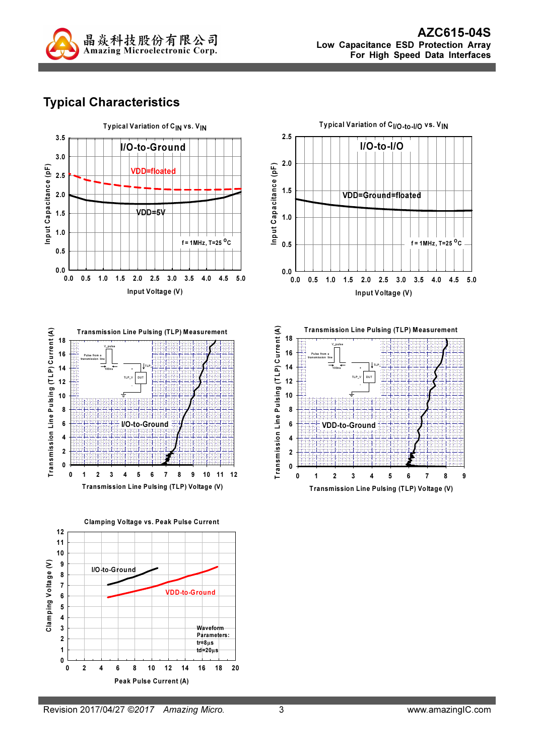# Typical Characteristics

**Typical Variation of $C_{IN}$ vs. $V_{IN}$**

I/O-to-Ground

VDD=floated

VDD=5V

f = 1MHz, T=25 °C

Input Capacitance (pF)

Input Voltage (V)

**Typical Variation of $C_{I/O\text{-}to\text{-}I/O}$ vs. $V_{IN}$**

I/O-to-I/O

VDD=Ground=floated

f = 1MHz, T=25 °C

Input Capacitance (pF)

Input Voltage (V)

**Transmission Line Pulsing (TLP) Measurement**

I/O-to-Ground

Transmission Line Pulsing (TLP) Current (A)

Transmission Line Pulsing (TLP) Voltage (V)

**Transmission Line Pulsing (TLP) Measurement**

VDD-to-Ground

Transmission Line Pulsing (TLP) Current (A)

Transmission Line Pulsing (TLP) Voltage (V)

**Clamping Voltage vs. Peak Pulse Current**

I/O-to-Ground

VDD-to-Ground

Waveform Parameters:
tr=8µs
td=20µs

Clamping Voltage (V)

Peak Pulse Current (A)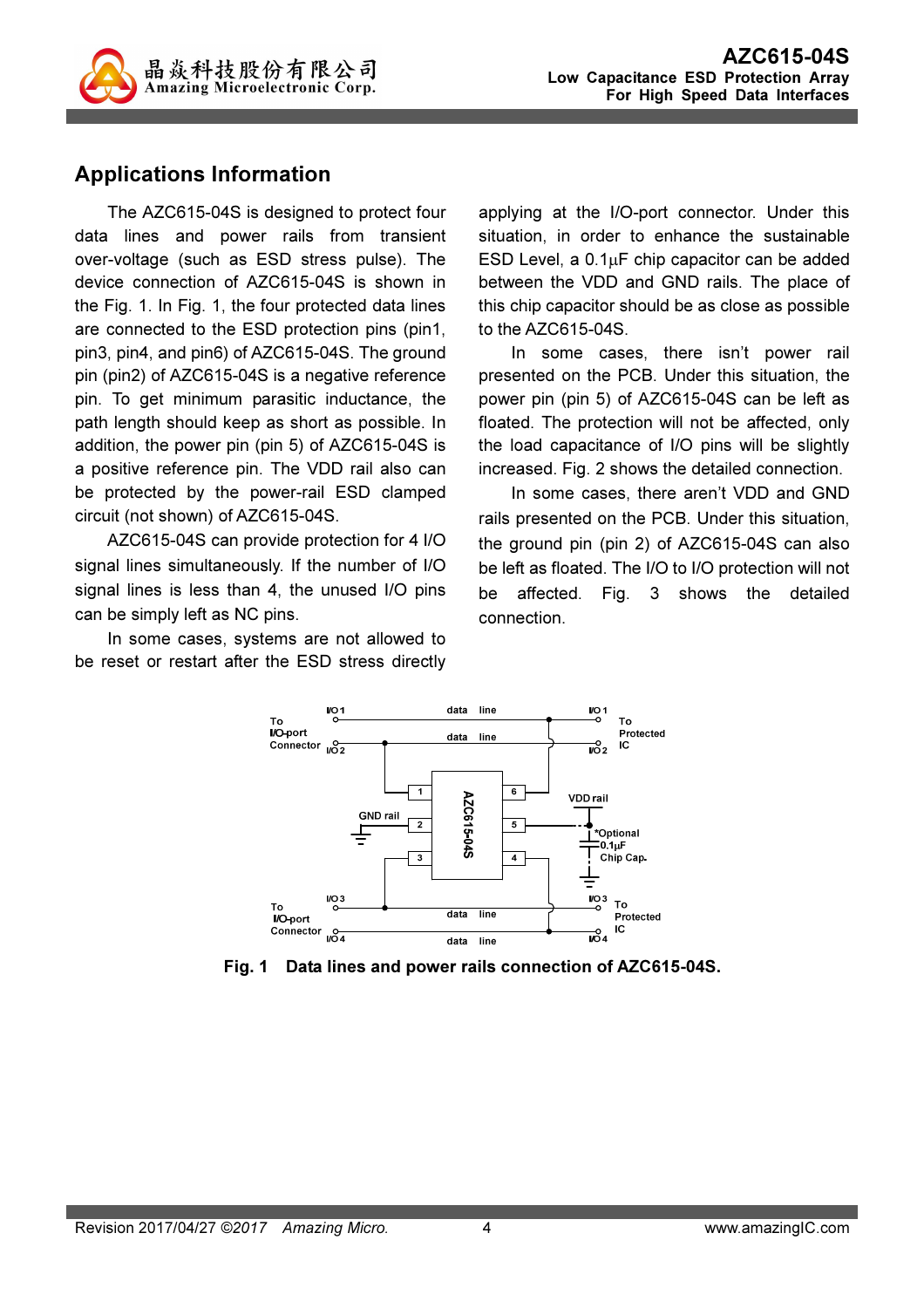## Applications Information

The AZC615-04S is designed to protect four data lines and power rails from transient over-voltage (such as ESD stress pulse). The device connection of AZC615-04S is shown in the Fig. 1. In Fig. 1, the four protected data lines are connected to the ESD protection pins (pin1, pin3, pin4, and pin6) of AZC615-04S. The ground pin (pin2) of AZC615-04S is a negative reference pin. To get minimum parasitic inductance, the path length should keep as short as possible. In addition, the power pin (pin 5) of AZC615-04S is a positive reference pin. The VDD rail also can be protected by the power-rail ESD clamped circuit (not shown) of AZC615-04S.

AZC615-04S can provide protection for 4 I/O signal lines simultaneously. If the number of I/O signal lines is less than 4, the unused I/O pins can be simply left as NC pins.

In some cases, systems are not allowed to be reset or restart after the ESD stress directly applying at the I/O-port connector. Under this situation, in order to enhance the sustainable ESD Level, a 0.1μF chip capacitor can be added between the VDD and GND rails. The place of this chip capacitor should be as close as possible to the AZC615-04S.

In some cases, there isn't power rail presented on the PCB. Under this situation, the power pin (pin 5) of AZC615-04S can be left as floated. The protection will not be affected, only the load capacitance of I/O pins will be slightly increased. Fig. 2 shows the detailed connection.

In some cases, there aren't VDD and GND rails presented on the PCB. Under this situation, the ground pin (pin 2) of AZC615-04S can also be left as floated. The I/O to I/O protection will not be affected. Fig. 3 shows the detailed connection.

**Fig. 1 Data lines and power rails connection of AZC615-04S.**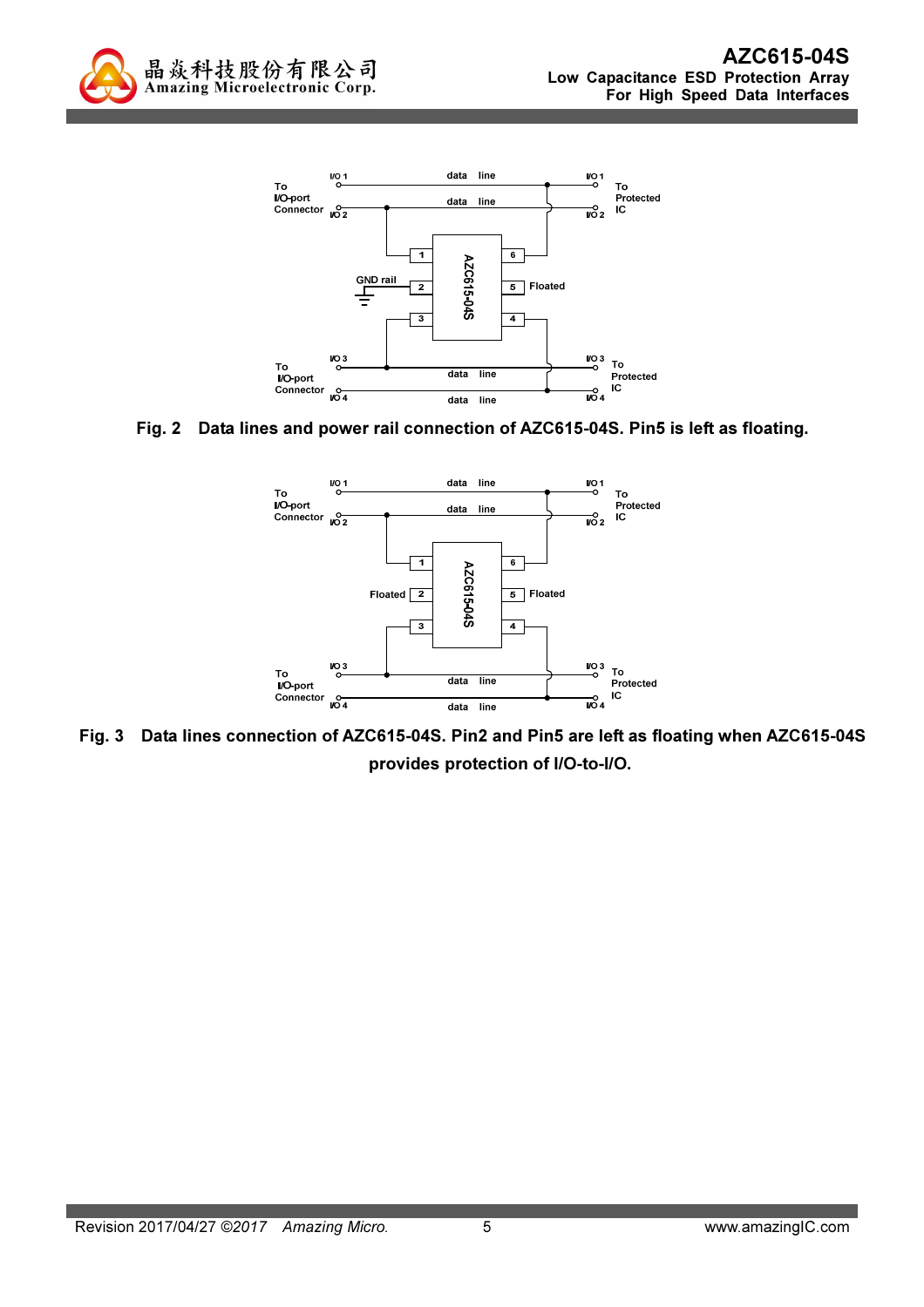To I/O-port Connector — I/O 1, I/O 2 — data line — To Protected IC

GND rail — 1, 2, 3 — AZC615-04S — 6, 5 Floated, 4

To I/O-port Connector — I/O 3, I/O 4 — data line — To Protected IC

**Fig. 2 Data lines and power rail connection of AZC615-04S. Pin5 is left as floating.**

To I/O-port Connector — I/O 1, I/O 2 — data line — To Protected IC

Floated 2 — 1, 3 — AZC615-04S — 6, 5 Floated, 4

To I/O-port Connector — I/O 3, I/O 4 — data line — To Protected IC

**Fig. 3 Data lines connection of AZC615-04S. Pin2 and Pin5 are left as floating when AZC615-04S provides protection of I/O-to-I/O.**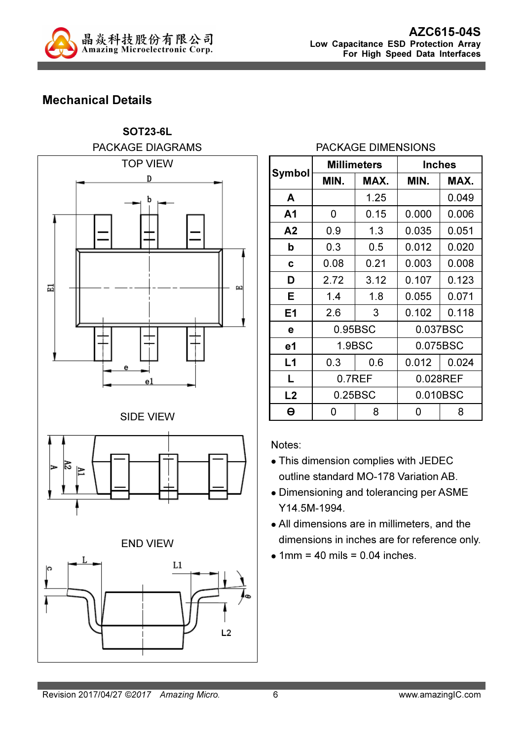## Mechanical Details

**SOT23-6L**

PACKAGE DIAGRAMS

TOP VIEW

SIDE VIEW

END VIEW

PACKAGE DIMENSIONS

| Symbol | Millimeters | | Inches | |
|---|---|---|---|---|
| | MIN. | MAX. | MIN. | MAX. |
| A | | 1.25 | | 0.049 |
| A1 | 0 | 0.15 | 0.000 | 0.006 |
| A2 | 0.9 | 1.3 | 0.035 | 0.051 |
| b | 0.3 | 0.5 | 0.012 | 0.020 |
| c | 0.08 | 0.21 | 0.003 | 0.008 |
| D | 2.72 | 3.12 | 0.107 | 0.123 |
| E | 1.4 | 1.8 | 0.055 | 0.071 |
| E1 | 2.6 | 3 | 0.102 | 0.118 |
| e | 0.95BSC | | 0.037BSC | |
| e1 | 1.9BSC | | 0.075BSC | |
| L1 | 0.3 | 0.6 | 0.012 | 0.024 |
| L | 0.7REF | | 0.028REF | |
| L2 | 0.25BSC | | 0.010BSC | |
| θ | 0 | 8 | 0 | 8 |

Notes:

- This dimension complies with JEDEC outline standard MO-178 Variation AB.
- Dimensioning and tolerancing per ASME Y14.5M-1994.
- All dimensions are in millimeters, and the dimensions in inches are for reference only.
- 1mm = 40 mils = 0.04 inches.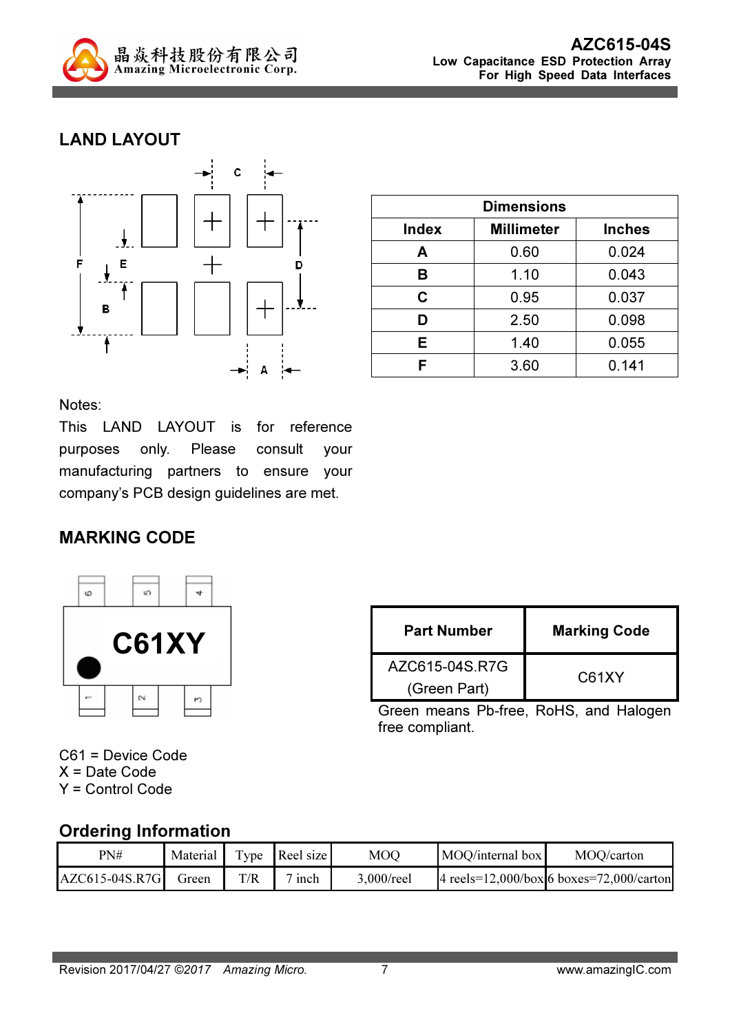## LAND LAYOUT

| Dimensions | | |
|---|---|---|
| Index | Millimeter | Inches |
| A | 0.60 | 0.024 |
| B | 1.10 | 0.043 |
| C | 0.95 | 0.037 |
| D | 2.50 | 0.098 |
| E | 1.40 | 0.055 |
| F | 3.60 | 0.141 |

Notes:

This LAND LAYOUT is for reference purposes only. Please consult your manufacturing partners to ensure your company's PCB design guidelines are met.

## MARKING CODE

C61XY

| Part Number | Marking Code |
|---|---|
| AZC615-04S.R7G (Green Part) | C61XY |

Green means Pb-free, RoHS, and Halogen free compliant.

C61 = Device Code
X = Date Code
Y = Control Code

## Ordering Information

| PN# | Material | Type | Reel size | MOQ | MOQ/internal box | MOQ/carton |
|---|---|---|---|---|---|---|
| AZC615-04S.R7G | Green | T/R | 7 inch | 3,000/reel | 4 reels=12,000/box | 6 boxes=72,000/carton |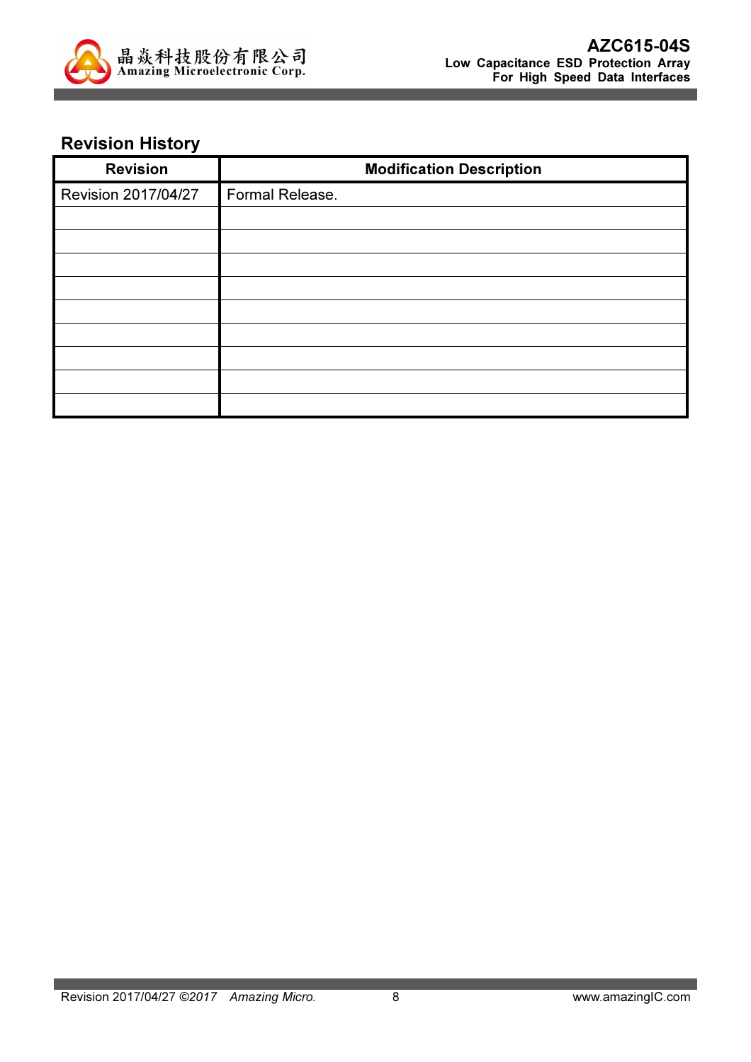## Revision History

| Revision | Modification Description |
|---|---|
| Revision 2017/04/27 | Formal Release. |
| | |
| | |
| | |
| | |
| | |
| | |
| | |
| | |
| | |